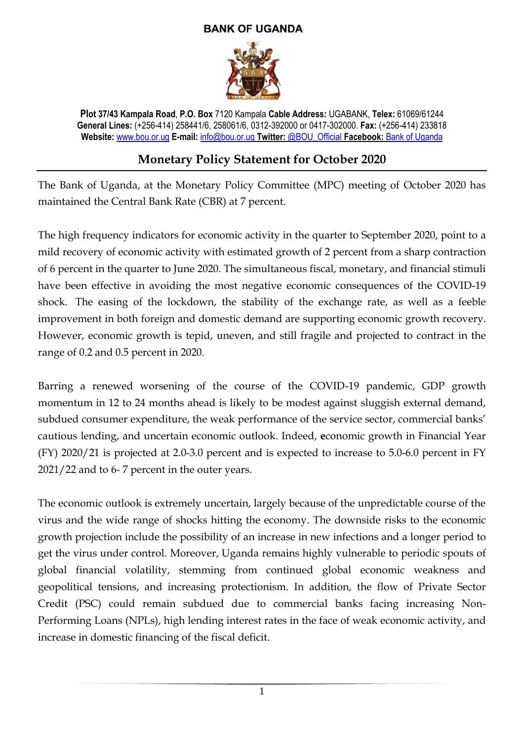**BANK OF UGANDA**

**Plot 37/43 Kampala Road**, **P.O. Box** 7120 Kampala **Cable Address:** UGABANK, **Telex:** 61069/61244
**General Lines:** (+256-414) 258441/6, 258061/6, 0312-392000 or 0417-302000. **Fax:** (+256-414) 233818
**Website:** www.bou.or.ug **E-mail:** info@bou.or.ug **Twitter:** @BOU_Official **Facebook:** Bank of Uganda

# Monetary Policy Statement for October 2020

The Bank of Uganda, at the Monetary Policy Committee (MPC) meeting of October 2020 has maintained the Central Bank Rate (CBR) at 7 percent.

The high frequency indicators for economic activity in the quarter to September 2020, point to a mild recovery of economic activity with estimated growth of 2 percent from a sharp contraction of 6 percent in the quarter to June 2020. The simultaneous fiscal, monetary, and financial stimuli have been effective in avoiding the most negative economic consequences of the COVID-19 shock. The easing of the lockdown, the stability of the exchange rate, as well as a feeble improvement in both foreign and domestic demand are supporting economic growth recovery. However, economic growth is tepid, uneven, and still fragile and projected to contract in the range of 0.2 and 0.5 percent in 2020.

Barring a renewed worsening of the course of the COVID-19 pandemic, GDP growth momentum in 12 to 24 months ahead is likely to be modest against sluggish external demand, subdued consumer expenditure, the weak performance of the service sector, commercial banks' cautious lending, and uncertain economic outlook. Indeed, economic growth in Financial Year (FY) 2020/21 is projected at 2.0-3.0 percent and is expected to increase to 5.0-6.0 percent in FY 2021/22 and to 6- 7 percent in the outer years.

The economic outlook is extremely uncertain, largely because of the unpredictable course of the virus and the wide range of shocks hitting the economy. The downside risks to the economic growth projection include the possibility of an increase in new infections and a longer period to get the virus under control. Moreover, Uganda remains highly vulnerable to periodic spouts of global financial volatility, stemming from continued global economic weakness and geopolitical tensions, and increasing protectionism. In addition, the flow of Private Sector Credit (PSC) could remain subdued due to commercial banks facing increasing Non-Performing Loans (NPLs), high lending interest rates in the face of weak economic activity, and increase in domestic financing of the fiscal deficit.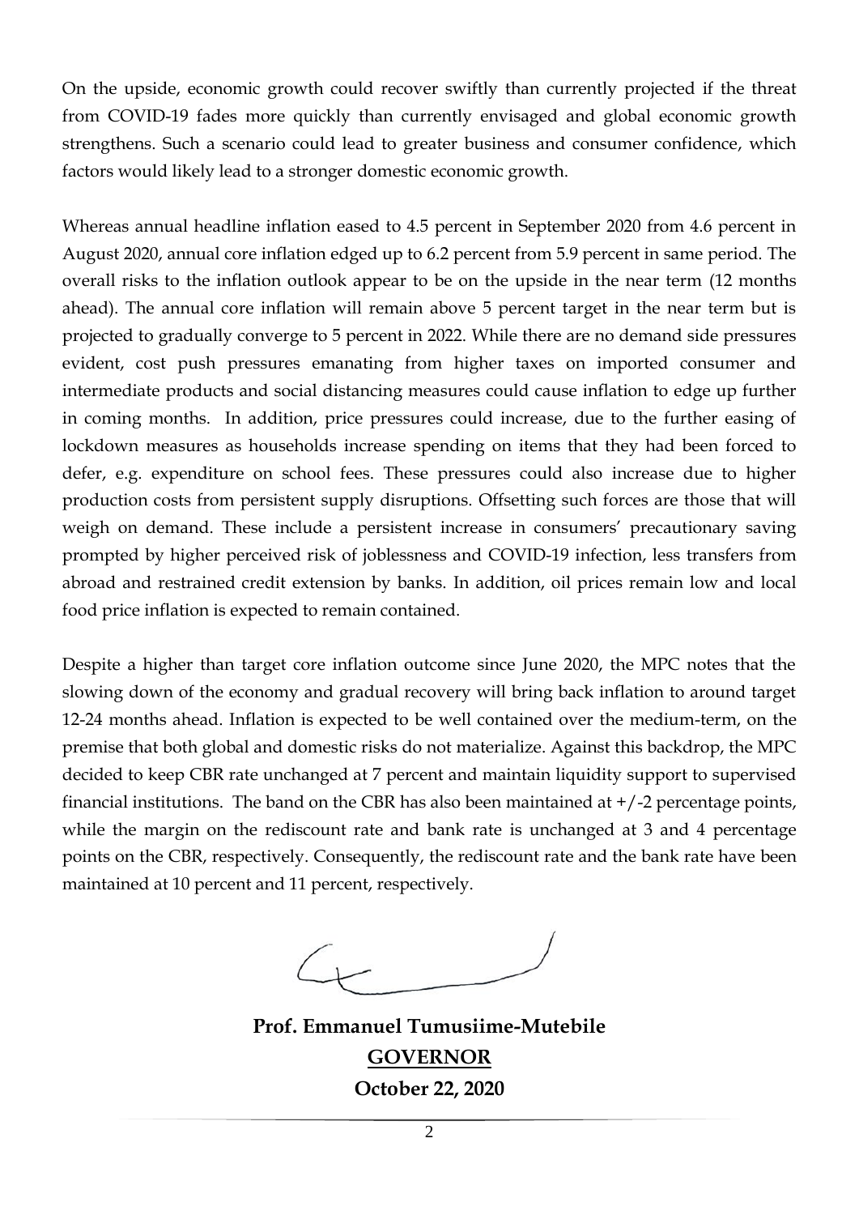On the upside, economic growth could recover swiftly than currently projected if the threat from COVID-19 fades more quickly than currently envisaged and global economic growth strengthens. Such a scenario could lead to greater business and consumer confidence, which factors would likely lead to a stronger domestic economic growth.

Whereas annual headline inflation eased to 4.5 percent in September 2020 from 4.6 percent in August 2020, annual core inflation edged up to 6.2 percent from 5.9 percent in same period. The overall risks to the inflation outlook appear to be on the upside in the near term (12 months ahead). The annual core inflation will remain above 5 percent target in the near term but is projected to gradually converge to 5 percent in 2022. While there are no demand side pressures evident, cost push pressures emanating from higher taxes on imported consumer and intermediate products and social distancing measures could cause inflation to edge up further in coming months. In addition, price pressures could increase, due to the further easing of lockdown measures as households increase spending on items that they had been forced to defer, e.g. expenditure on school fees. These pressures could also increase due to higher production costs from persistent supply disruptions. Offsetting such forces are those that will weigh on demand. These include a persistent increase in consumers' precautionary saving prompted by higher perceived risk of joblessness and COVID-19 infection, less transfers from abroad and restrained credit extension by banks. In addition, oil prices remain low and local food price inflation is expected to remain contained.

Despite a higher than target core inflation outcome since June 2020, the MPC notes that the slowing down of the economy and gradual recovery will bring back inflation to around target 12-24 months ahead. Inflation is expected to be well contained over the medium-term, on the premise that both global and domestic risks do not materialize. Against this backdrop, the MPC decided to keep CBR rate unchanged at 7 percent and maintain liquidity support to supervised financial institutions. The band on the CBR has also been maintained at +/-2 percentage points, while the margin on the rediscount rate and bank rate is unchanged at 3 and 4 percentage points on the CBR, respectively. Consequently, the rediscount rate and the bank rate have been maintained at 10 percent and 11 percent, respectively.

**Prof. Emmanuel Tumusiime-Mutebile**

**GOVERNOR**

**October 22, 2020**